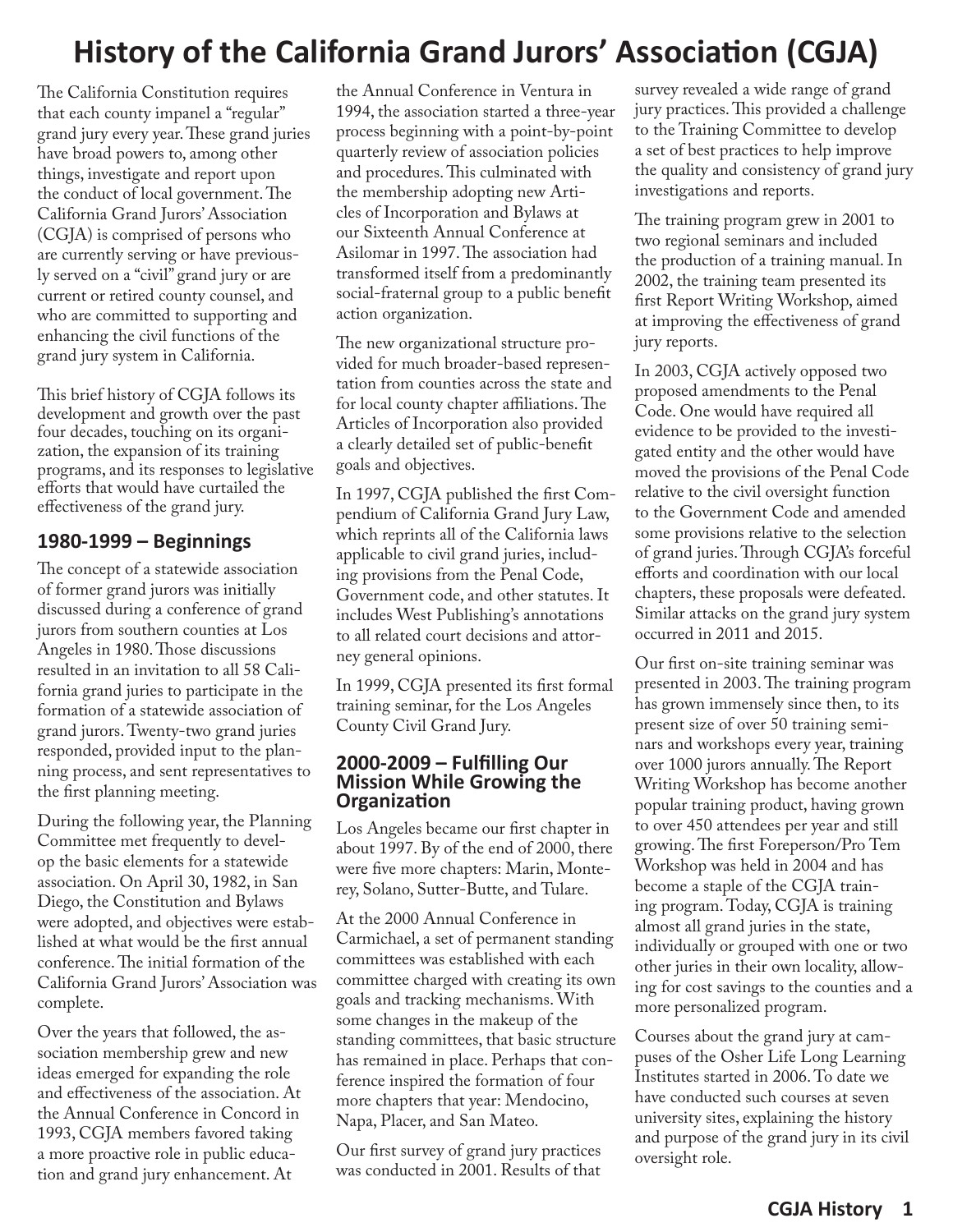# History of the California Grand Jurors' Association (CGJA)

The California Constitution requires that each county impanel a "regular" grand jury every year. These grand juries have broad powers to, among other things, investigate and report upon the conduct of local government. The California Grand Jurors' Association (CGJA) is comprised of persons who are currently serving or have previously served on a "civil" grand jury or are current or retired county counsel, and who are committed to supporting and enhancing the civil functions of the grand jury system in California.

This brief history of CGJA follows its development and growth over the past four decades, touching on its organization, the expansion of its training programs, and its responses to legislative efforts that would have curtailed the effectiveness of the grand jury.

## 1980-1999 – Beginnings

The concept of a statewide association of former grand jurors was initially discussed during a conference of grand jurors from southern counties at Los Angeles in 1980. Those discussions resulted in an invitation to all 58 California grand juries to participate in the formation of a statewide association of grand jurors. Twenty-two grand juries responded, provided input to the planning process, and sent representatives to the first planning meeting.

During the following year, the Planning Committee met frequently to develop the basic elements for a statewide association. On April 30, 1982, in San Diego, the Constitution and Bylaws were adopted, and objectives were established at what would be the first annual conference. The initial formation of the California Grand Jurors' Association was complete.

Over the years that followed, the association membership grew and new ideas emerged for expanding the role and effectiveness of the association. At the Annual Conference in Concord in 1993, CGJA members favored taking a more proactive role in public education and grand jury enhancement. At the Annual Conference in Ventura in 1994, the association started a three-year process beginning with a point-by-point quarterly review of association policies and procedures. This culminated with the membership adopting new Articles of Incorporation and Bylaws at our Sixteenth Annual Conference at Asilomar in 1997. The association had transformed itself from a predominantly social-fraternal group to a public benefit action organization.

The new organizational structure provided for much broader-based representation from counties across the state and for local county chapter affiliations. The Articles of Incorporation also provided a clearly detailed set of public-benefit goals and objectives.

In 1997, CGJA published the first Compendium of California Grand Jury Law, which reprints all of the California laws applicable to civil grand juries, including provisions from the Penal Code, Government code, and other statutes. It includes West Publishing's annotations to all related court decisions and attorney general opinions.

In 1999, CGJA presented its first formal training seminar, for the Los Angeles County Civil Grand Jury.

## 2000-2009 – Fulfilling Our Mission While Growing the Organization

Los Angeles became our first chapter in about 1997. By of the end of 2000, there were five more chapters: Marin, Monterey, Solano, Sutter-Butte, and Tulare.

At the 2000 Annual Conference in Carmichael, a set of permanent standing committees was established with each committee charged with creating its own goals and tracking mechanisms. With some changes in the makeup of the standing committees, that basic structure has remained in place. Perhaps that conference inspired the formation of four more chapters that year: Mendocino, Napa, Placer, and San Mateo.

Our first survey of grand jury practices was conducted in 2001. Results of that survey revealed a wide range of grand jury practices. This provided a challenge to the Training Committee to develop a set of best practices to help improve the quality and consistency of grand jury investigations and reports.

The training program grew in 2001 to two regional seminars and included the production of a training manual. In 2002, the training team presented its first Report Writing Workshop, aimed at improving the effectiveness of grand jury reports.

In 2003, CGJA actively opposed two proposed amendments to the Penal Code. One would have required all evidence to be provided to the investigated entity and the other would have moved the provisions of the Penal Code relative to the civil oversight function to the Government Code and amended some provisions relative to the selection of grand juries. Through CGJA's forceful efforts and coordination with our local chapters, these proposals were defeated. Similar attacks on the grand jury system occurred in 2011 and 2015.

Our first on-site training seminar was presented in 2003. The training program has grown immensely since then, to its present size of over 50 training seminars and workshops every year, training over 1000 jurors annually. The Report Writing Workshop has become another popular training product, having grown to over 450 attendees per year and still growing. The first Foreperson/Pro Tem Workshop was held in 2004 and has become a staple of the CGJA training program. Today, CGJA is training almost all grand juries in the state, individually or grouped with one or two other juries in their own locality, allowing for cost savings to the counties and a more personalized program.

Courses about the grand jury at campuses of the Osher Life Long Learning Institutes started in 2006. To date we have conducted such courses at seven university sites, explaining the history and purpose of the grand jury in its civil oversight role.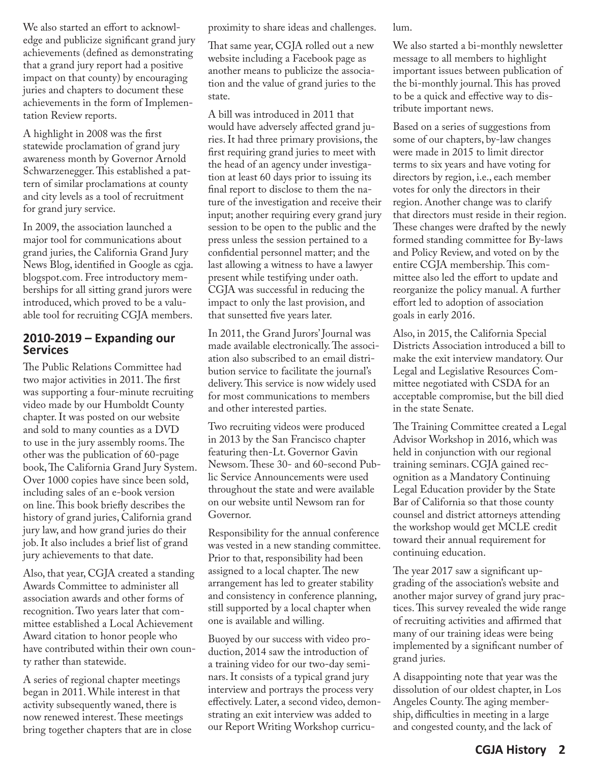We also started an effort to acknowledge and publicize significant grand jury achievements (defined as demonstrating that a grand jury report had a positive impact on that county) by encouraging juries and chapters to document these achievements in the form of Implementation Review reports.

A highlight in 2008 was the first statewide proclamation of grand jury awareness month by Governor Arnold Schwarzenegger. This established a pattern of similar proclamations at county and city levels as a tool of recruitment for grand jury service.

In 2009, the association launched a major tool for communications about grand juries, the California Grand Jury News Blog, identified in Google as cgja.blogspot.com. Free introductory memberships for all sitting grand jurors were introduced, which proved to be a valuable tool for recruiting CGJA members.

## 2010-2019 – Expanding our Services

The Public Relations Committee had two major activities in 2011. The first was supporting a four-minute recruiting video made by our Humboldt County chapter. It was posted on our website and sold to many counties as a DVD to use in the jury assembly rooms. The other was the publication of 60-page book, The California Grand Jury System. Over 1000 copies have since been sold, including sales of an e-book version on line. This book briefly describes the history of grand juries, California grand jury law, and how grand juries do their job. It also includes a brief list of grand jury achievements to that date.

Also, that year, CGJA created a standing Awards Committee to administer all association awards and other forms of recognition. Two years later that committee established a Local Achievement Award citation to honor people who have contributed within their own county rather than statewide.

A series of regional chapter meetings began in 2011. While interest in that activity subsequently waned, there is now renewed interest. These meetings bring together chapters that are in close proximity to share ideas and challenges.

That same year, CGJA rolled out a new website including a Facebook page as another means to publicize the association and the value of grand juries to the state.

A bill was introduced in 2011 that would have adversely affected grand juries. It had three primary provisions, the first requiring grand juries to meet with the head of an agency under investigation at least 60 days prior to issuing its final report to disclose to them the nature of the investigation and receive their input; another requiring every grand jury session to be open to the public and the press unless the session pertained to a confidential personnel matter; and the last allowing a witness to have a lawyer present while testifying under oath. CGJA was successful in reducing the impact to only the last provision, and that sunsetted five years later.

In 2011, the Grand Jurors' Journal was made available electronically. The association also subscribed to an email distribution service to facilitate the journal's delivery. This service is now widely used for most communications to members and other interested parties.

Two recruiting videos were produced in 2013 by the San Francisco chapter featuring then-Lt. Governor Gavin Newsom. These 30- and 60-second Public Service Announcements were used throughout the state and were available on our website until Newsom ran for Governor.

Responsibility for the annual conference was vested in a new standing committee. Prior to that, responsibility had been assigned to a local chapter. The new arrangement has led to greater stability and consistency in conference planning, still supported by a local chapter when one is available and willing.

Buoyed by our success with video production, 2014 saw the introduction of a training video for our two-day seminars. It consists of a typical grand jury interview and portrays the process very effectively. Later, a second video, demonstrating an exit interview was added to our Report Writing Workshop curriculum.

We also started a bi-monthly newsletter message to all members to highlight important issues between publication of the bi-monthly journal. This has proved to be a quick and effective way to distribute important news.

Based on a series of suggestions from some of our chapters, by-law changes were made in 2015 to limit director terms to six years and have voting for directors by region, i.e., each member votes for only the directors in their region. Another change was to clarify that directors must reside in their region. These changes were drafted by the newly formed standing committee for By-laws and Policy Review, and voted on by the entire CGJA membership. This committee also led the effort to update and reorganize the policy manual. A further effort led to adoption of association goals in early 2016.

Also, in 2015, the California Special Districts Association introduced a bill to make the exit interview mandatory. Our Legal and Legislative Resources Committee negotiated with CSDA for an acceptable compromise, but the bill died in the state Senate.

The Training Committee created a Legal Advisor Workshop in 2016, which was held in conjunction with our regional training seminars. CGJA gained recognition as a Mandatory Continuing Legal Education provider by the State Bar of California so that those county counsel and district attorneys attending the workshop would get MCLE credit toward their annual requirement for continuing education.

The year 2017 saw a significant upgrading of the association's website and another major survey of grand jury practices. This survey revealed the wide range of recruiting activities and affirmed that many of our training ideas were being implemented by a significant number of grand juries.

A disappointing note that year was the dissolution of our oldest chapter, in Los Angeles County. The aging membership, difficulties in meeting in a large and congested county, and the lack of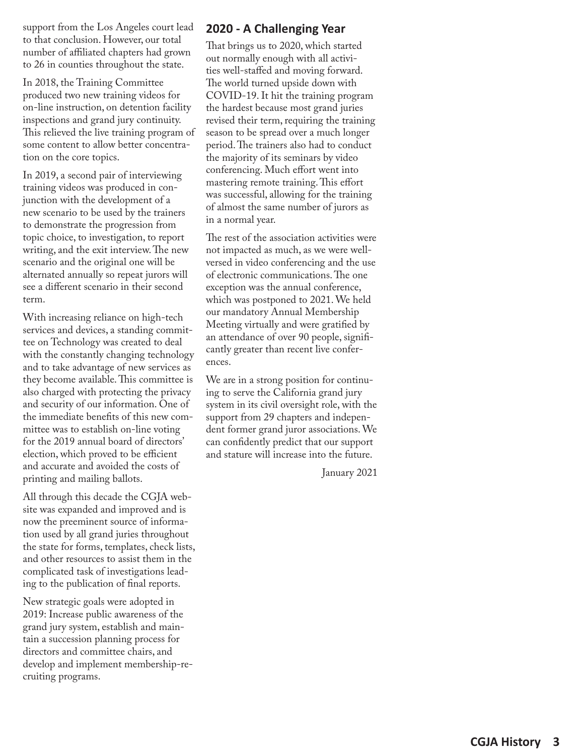support from the Los Angeles court lead to that conclusion. However, our total number of affiliated chapters had grown to 26 in counties throughout the state.

In 2018, the Training Committee produced two new training videos for on-line instruction, on detention facility inspections and grand jury continuity. This relieved the live training program of some content to allow better concentration on the core topics.

In 2019, a second pair of interviewing training videos was produced in conjunction with the development of a new scenario to be used by the trainers to demonstrate the progression from topic choice, to investigation, to report writing, and the exit interview. The new scenario and the original one will be alternated annually so repeat jurors will see a different scenario in their second term.

With increasing reliance on high-tech services and devices, a standing committee on Technology was created to deal with the constantly changing technology and to take advantage of new services as they become available. This committee is also charged with protecting the privacy and security of our information. One of the immediate benefits of this new committee was to establish on-line voting for the 2019 annual board of directors' election, which proved to be efficient and accurate and avoided the costs of printing and mailing ballots.

All through this decade the CGJA website was expanded and improved and is now the preeminent source of information used by all grand juries throughout the state for forms, templates, check lists, and other resources to assist them in the complicated task of investigations leading to the publication of final reports.

New strategic goals were adopted in 2019: Increase public awareness of the grand jury system, establish and maintain a succession planning process for directors and committee chairs, and develop and implement membership-recruiting programs.

## 2020 - A Challenging Year

That brings us to 2020, which started out normally enough with all activities well-staffed and moving forward. The world turned upside down with COVID-19. It hit the training program the hardest because most grand juries revised their term, requiring the training season to be spread over a much longer period. The trainers also had to conduct the majority of its seminars by video conferencing. Much effort went into mastering remote training. This effort was successful, allowing for the training of almost the same number of jurors as in a normal year.

The rest of the association activities were not impacted as much, as we were well-versed in video conferencing and the use of electronic communications. The one exception was the annual conference, which was postponed to 2021. We held our mandatory Annual Membership Meeting virtually and were gratified by an attendance of over 90 people, significantly greater than recent live conferences.

We are in a strong position for continuing to serve the California grand jury system in its civil oversight role, with the support from 29 chapters and independent former grand juror associations. We can confidently predict that our support and stature will increase into the future.

January 2021